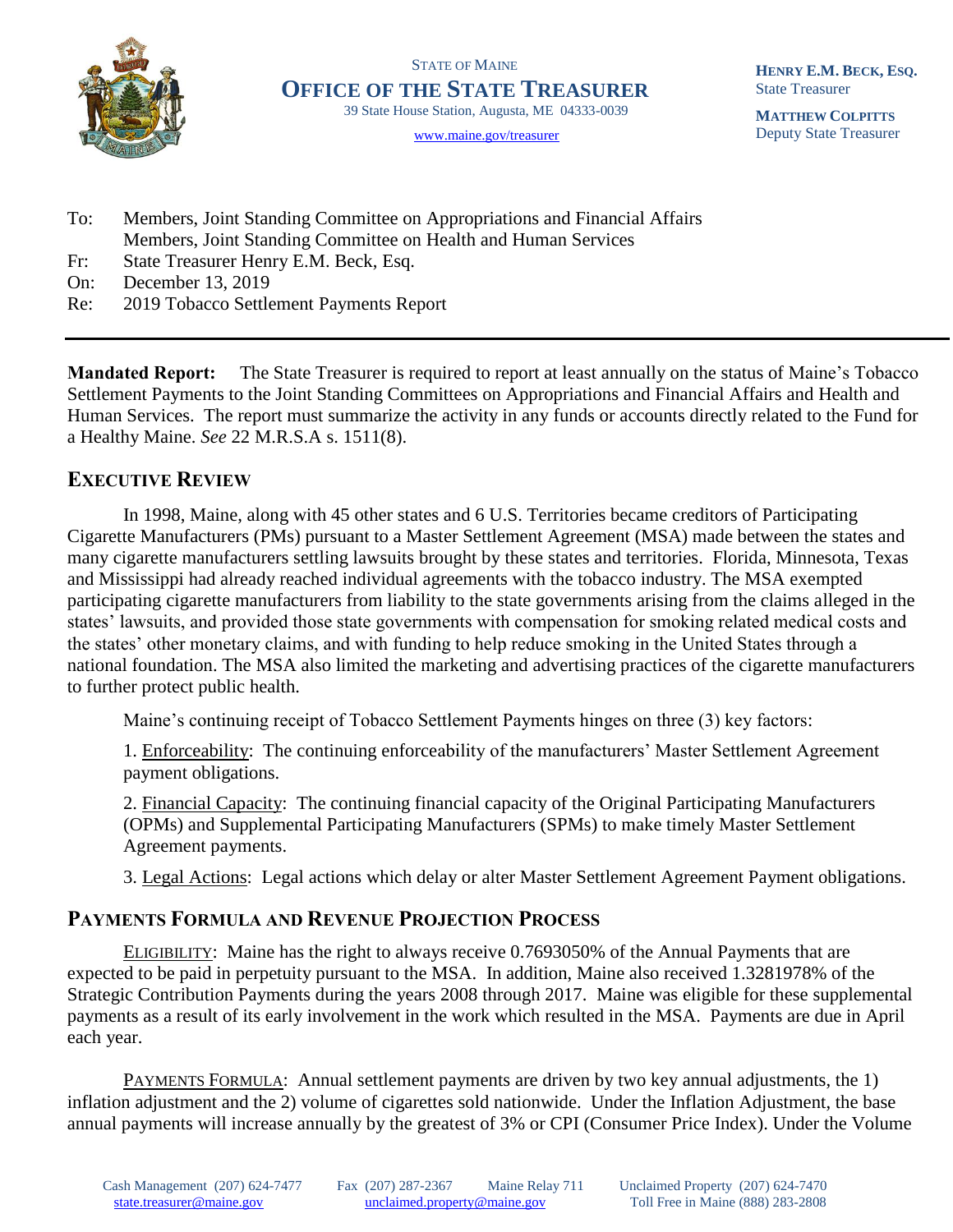STATE OF MAINE

**OFFICE OF THE STATE TREASURER**

39 State House Station, Augusta, ME 04333-0039

www.maine.gov/treasurer

**HENRY E.M. BECK, ESQ.**
State Treasurer

**MATTHEW COLPITTS**
Deputy State Treasurer

To: Members, Joint Standing Committee on Appropriations and Financial Affairs
Members, Joint Standing Committee on Health and Human Services

Fr: State Treasurer Henry E.M. Beck, Esq.

On: December 13, 2019

Re: 2019 Tobacco Settlement Payments Report

---

**Mandated Report:** The State Treasurer is required to report at least annually on the status of Maine's Tobacco Settlement Payments to the Joint Standing Committees on Appropriations and Financial Affairs and Health and Human Services. The report must summarize the activity in any funds or accounts directly related to the Fund for a Healthy Maine. *See* 22 M.R.S.A s. 1511(8).

## EXECUTIVE REVIEW

In 1998, Maine, along with 45 other states and 6 U.S. Territories became creditors of Participating Cigarette Manufacturers (PMs) pursuant to a Master Settlement Agreement (MSA) made between the states and many cigarette manufacturers settling lawsuits brought by these states and territories. Florida, Minnesota, Texas and Mississippi had already reached individual agreements with the tobacco industry. The MSA exempted participating cigarette manufacturers from liability to the state governments arising from the claims alleged in the states' lawsuits, and provided those state governments with compensation for smoking related medical costs and the states' other monetary claims, and with funding to help reduce smoking in the United States through a national foundation. The MSA also limited the marketing and advertising practices of the cigarette manufacturers to further protect public health.

Maine's continuing receipt of Tobacco Settlement Payments hinges on three (3) key factors:

1. Enforceability: The continuing enforceability of the manufacturers' Master Settlement Agreement payment obligations.

2. Financial Capacity: The continuing financial capacity of the Original Participating Manufacturers (OPMs) and Supplemental Participating Manufacturers (SPMs) to make timely Master Settlement Agreement payments.

3. Legal Actions: Legal actions which delay or alter Master Settlement Agreement Payment obligations.

## PAYMENTS FORMULA AND REVENUE PROJECTION PROCESS

ELIGIBILITY: Maine has the right to always receive 0.7693050% of the Annual Payments that are expected to be paid in perpetuity pursuant to the MSA. In addition, Maine also received 1.3281978% of the Strategic Contribution Payments during the years 2008 through 2017. Maine was eligible for these supplemental payments as a result of its early involvement in the work which resulted in the MSA. Payments are due in April each year.

PAYMENTS FORMULA: Annual settlement payments are driven by two key annual adjustments, the 1) inflation adjustment and the 2) volume of cigarettes sold nationwide. Under the Inflation Adjustment, the base annual payments will increase annually by the greatest of 3% or CPI (Consumer Price Index). Under the Volume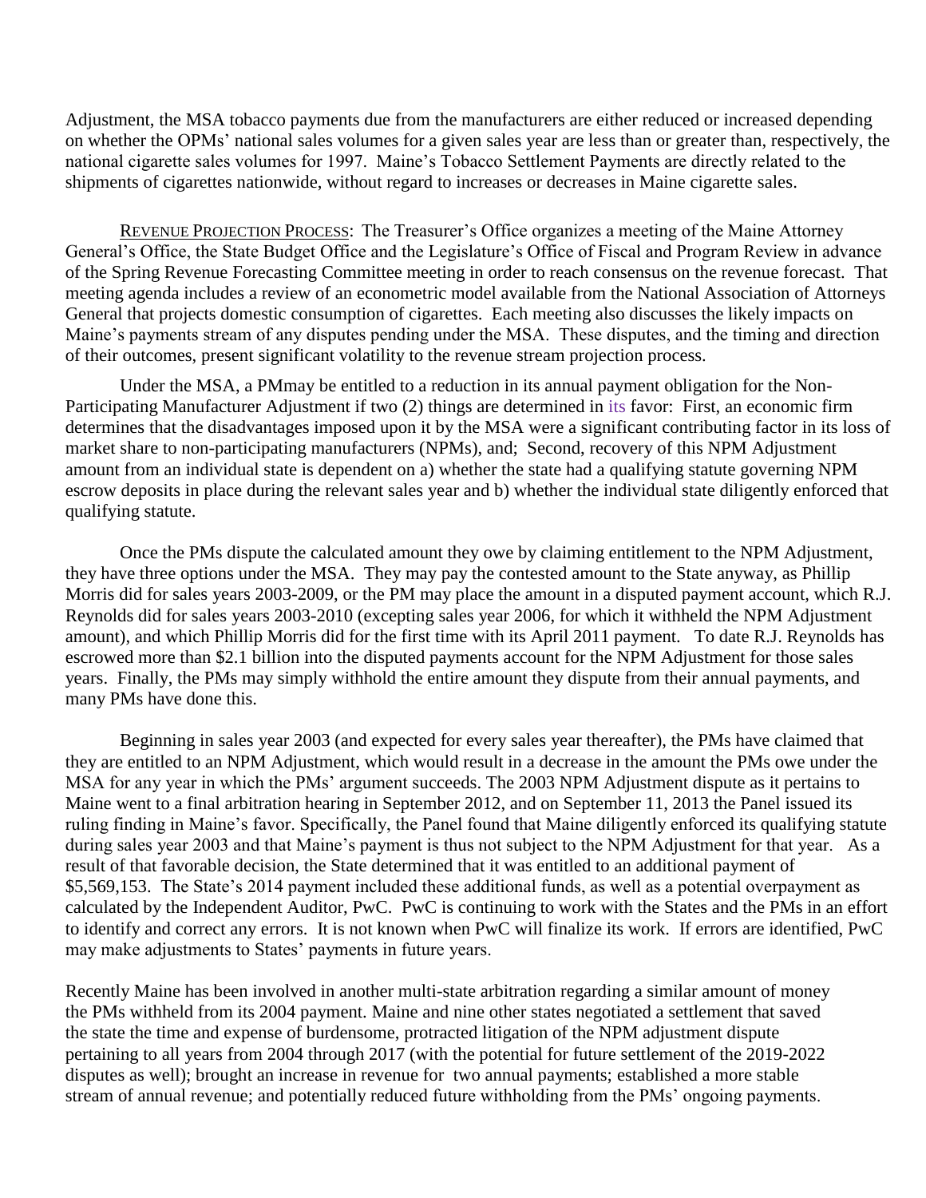Adjustment, the MSA tobacco payments due from the manufacturers are either reduced or increased depending on whether the OPMs' national sales volumes for a given sales year are less than or greater than, respectively, the national cigarette sales volumes for 1997. Maine's Tobacco Settlement Payments are directly related to the shipments of cigarettes nationwide, without regard to increases or decreases in Maine cigarette sales.

REVENUE PROJECTION PROCESS: The Treasurer's Office organizes a meeting of the Maine Attorney General's Office, the State Budget Office and the Legislature's Office of Fiscal and Program Review in advance of the Spring Revenue Forecasting Committee meeting in order to reach consensus on the revenue forecast. That meeting agenda includes a review of an econometric model available from the National Association of Attorneys General that projects domestic consumption of cigarettes. Each meeting also discusses the likely impacts on Maine's payments stream of any disputes pending under the MSA. These disputes, and the timing and direction of their outcomes, present significant volatility to the revenue stream projection process.

Under the MSA, a PMmay be entitled to a reduction in its annual payment obligation for the Non-Participating Manufacturer Adjustment if two (2) things are determined in its favor: First, an economic firm determines that the disadvantages imposed upon it by the MSA were a significant contributing factor in its loss of market share to non-participating manufacturers (NPMs), and; Second, recovery of this NPM Adjustment amount from an individual state is dependent on a) whether the state had a qualifying statute governing NPM escrow deposits in place during the relevant sales year and b) whether the individual state diligently enforced that qualifying statute.

Once the PMs dispute the calculated amount they owe by claiming entitlement to the NPM Adjustment, they have three options under the MSA. They may pay the contested amount to the State anyway, as Phillip Morris did for sales years 2003-2009, or the PM may place the amount in a disputed payment account, which R.J. Reynolds did for sales years 2003-2010 (excepting sales year 2006, for which it withheld the NPM Adjustment amount), and which Phillip Morris did for the first time with its April 2011 payment. To date R.J. Reynolds has escrowed more than $2.1 billion into the disputed payments account for the NPM Adjustment for those sales years. Finally, the PMs may simply withhold the entire amount they dispute from their annual payments, and many PMs have done this.

Beginning in sales year 2003 (and expected for every sales year thereafter), the PMs have claimed that they are entitled to an NPM Adjustment, which would result in a decrease in the amount the PMs owe under the MSA for any year in which the PMs' argument succeeds. The 2003 NPM Adjustment dispute as it pertains to Maine went to a final arbitration hearing in September 2012, and on September 11, 2013 the Panel issued its ruling finding in Maine's favor. Specifically, the Panel found that Maine diligently enforced its qualifying statute during sales year 2003 and that Maine's payment is thus not subject to the NPM Adjustment for that year. As a result of that favorable decision, the State determined that it was entitled to an additional payment of $5,569,153. The State's 2014 payment included these additional funds, as well as a potential overpayment as calculated by the Independent Auditor, PwC. PwC is continuing to work with the States and the PMs in an effort to identify and correct any errors. It is not known when PwC will finalize its work. If errors are identified, PwC may make adjustments to States' payments in future years.

Recently Maine has been involved in another multi-state arbitration regarding a similar amount of money the PMs withheld from its 2004 payment. Maine and nine other states negotiated a settlement that saved the state the time and expense of burdensome, protracted litigation of the NPM adjustment dispute pertaining to all years from 2004 through 2017 (with the potential for future settlement of the 2019-2022 disputes as well); brought an increase in revenue for two annual payments; established a more stable stream of annual revenue; and potentially reduced future withholding from the PMs' ongoing payments.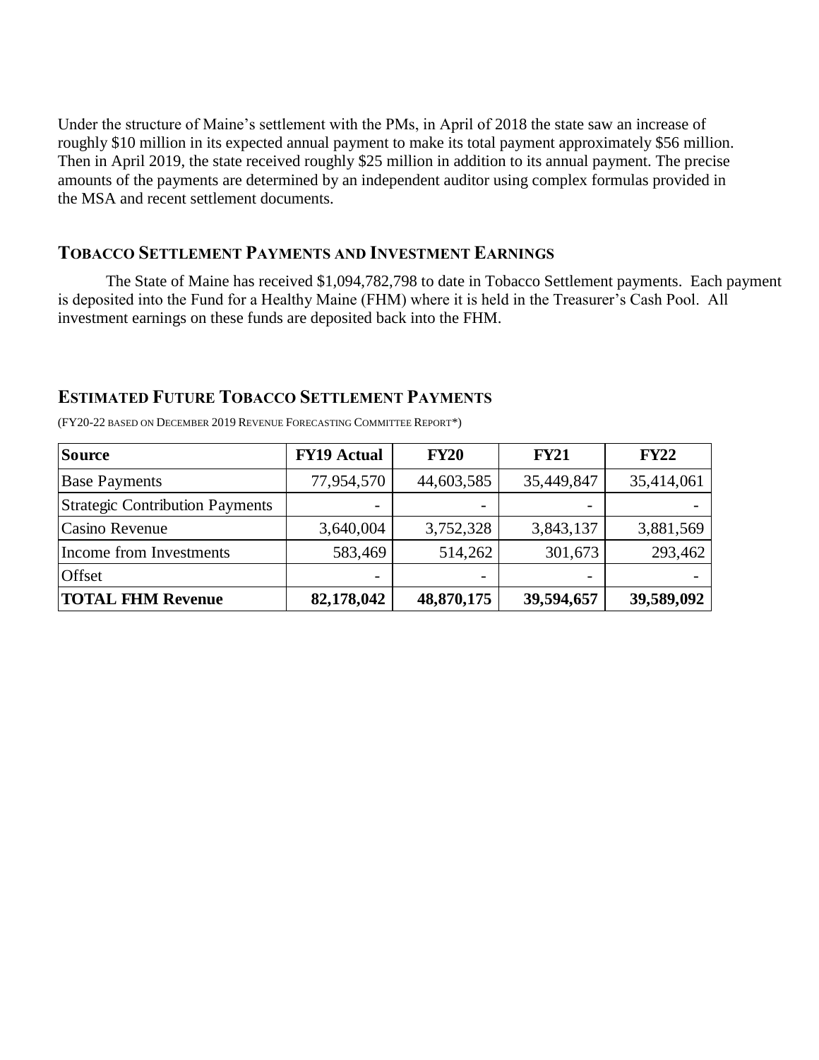Under the structure of Maine's settlement with the PMs, in April of 2018 the state saw an increase of roughly $10 million in its expected annual payment to make its total payment approximately $56 million. Then in April 2019, the state received roughly $25 million in addition to its annual payment. The precise amounts of the payments are determined by an independent auditor using complex formulas provided in the MSA and recent settlement documents.

## TOBACCO SETTLEMENT PAYMENTS AND INVESTMENT EARNINGS

The State of Maine has received $1,094,782,798 to date in Tobacco Settlement payments. Each payment is deposited into the Fund for a Healthy Maine (FHM) where it is held in the Treasurer's Cash Pool. All investment earnings on these funds are deposited back into the FHM.

## ESTIMATED FUTURE TOBACCO SETTLEMENT PAYMENTS

(FY20-22 BASED ON DECEMBER 2019 REVENUE FORECASTING COMMITTEE REPORT*)

| Source | FY19 Actual | FY20 | FY21 | FY22 |
|---|---|---|---|---|
| Base Payments | 77,954,570 | 44,603,585 | 35,449,847 | 35,414,061 |
| Strategic Contribution Payments | - | - | - | - |
| Casino Revenue | 3,640,004 | 3,752,328 | 3,843,137 | 3,881,569 |
| Income from Investments | 583,469 | 514,262 | 301,673 | 293,462 |
| Offset | - | - | - | - |
| **TOTAL FHM Revenue** | **82,178,042** | **48,870,175** | **39,594,657** | **39,589,092** |